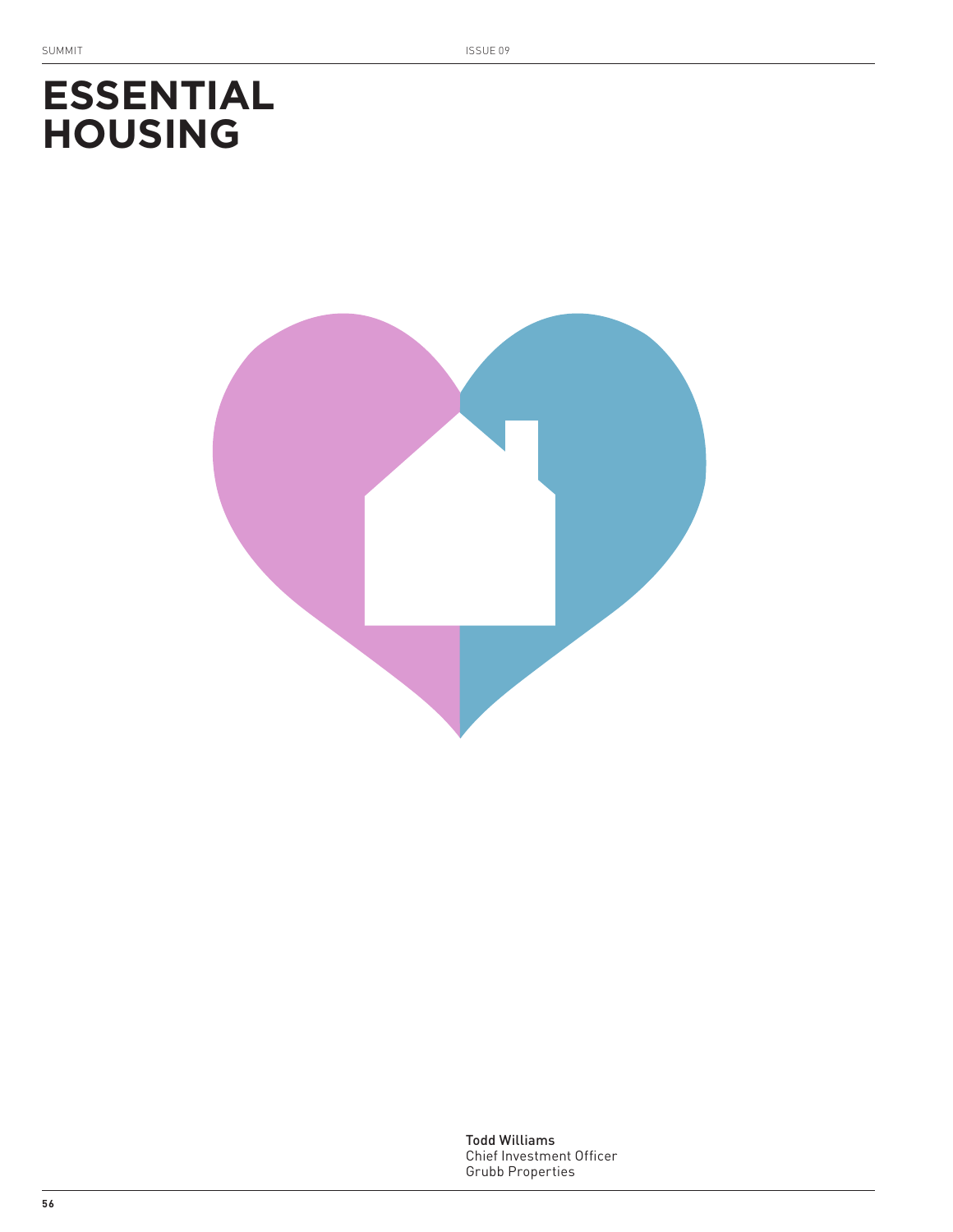# ESSENTIAL HOUSING

**Todd Williams**
Chief Investment Officer
Grubb Properties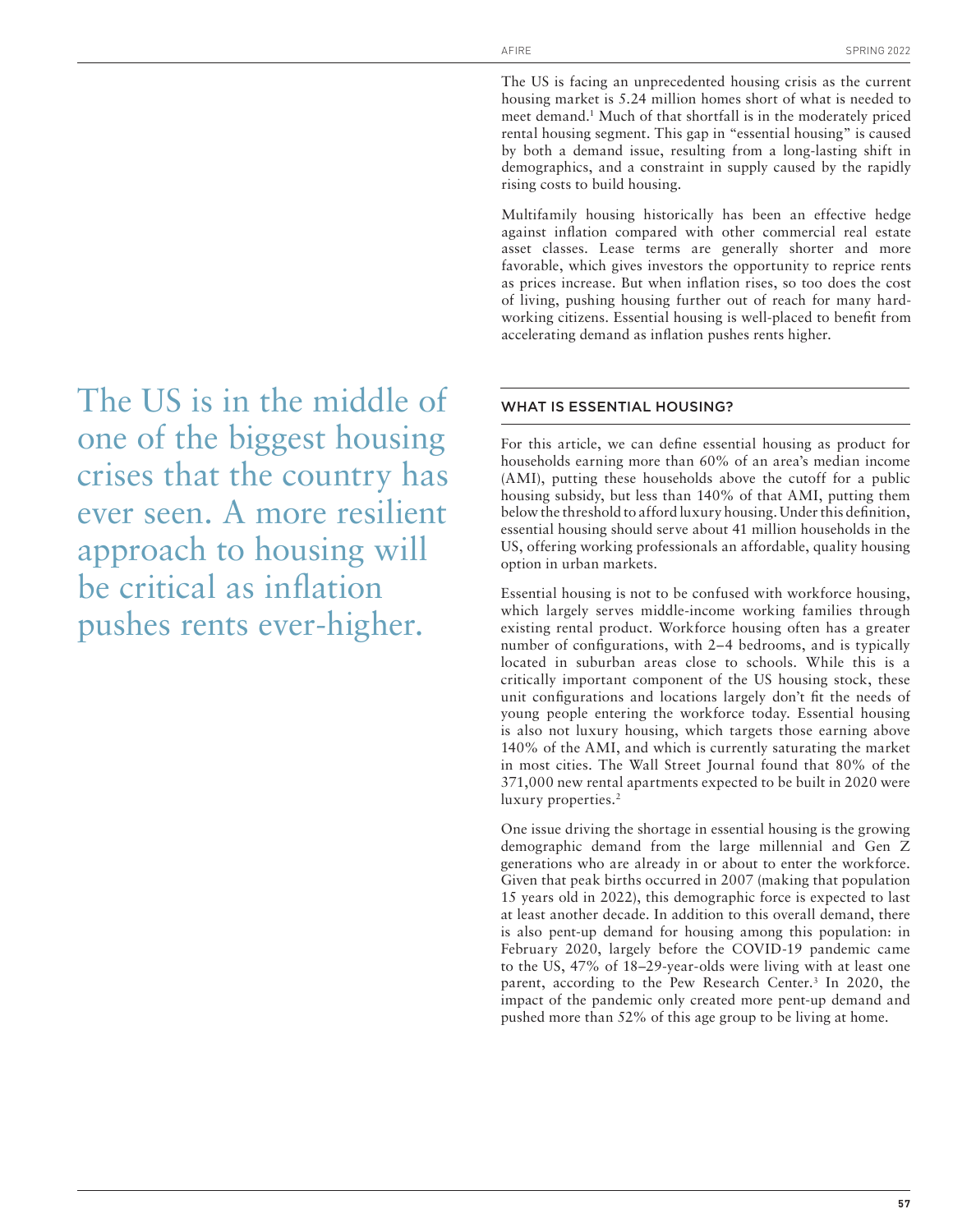The US is facing an unprecedented housing crisis as the current housing market is 5.24 million homes short of what is needed to meet demand.[1] Much of that shortfall is in the moderately priced rental housing segment. This gap in "essential housing" is caused by both a demand issue, resulting from a long-lasting shift in demographics, and a constraint in supply caused by the rapidly rising costs to build housing.

Multifamily housing historically has been an effective hedge against inflation compared with other commercial real estate asset classes. Lease terms are generally shorter and more favorable, which gives investors the opportunity to reprice rents as prices increase. But when inflation rises, so too does the cost of living, pushing housing further out of reach for many hard-working citizens. Essential housing is well-placed to benefit from accelerating demand as inflation pushes rents higher.

> The US is in the middle of one of the biggest housing crises that the country has ever seen. A more resilient approach to housing will be critical as inflation pushes rents ever-higher.

## WHAT IS ESSENTIAL HOUSING?

For this article, we can define essential housing as product for households earning more than 60% of an area's median income (AMI), putting these households above the cutoff for a public housing subsidy, but less than 140% of that AMI, putting them below the threshold to afford luxury housing. Under this definition, essential housing should serve about 41 million households in the US, offering working professionals an affordable, quality housing option in urban markets.

Essential housing is not to be confused with workforce housing, which largely serves middle-income working families through existing rental product. Workforce housing often has a greater number of configurations, with 2–4 bedrooms, and is typically located in suburban areas close to schools. While this is a critically important component of the US housing stock, these unit configurations and locations largely don't fit the needs of young people entering the workforce today. Essential housing is also not luxury housing, which targets those earning above 140% of the AMI, and which is currently saturating the market in most cities. The Wall Street Journal found that 80% of the 371,000 new rental apartments expected to be built in 2020 were luxury properties.[2]

One issue driving the shortage in essential housing is the growing demographic demand from the large millennial and Gen Z generations who are already in or about to enter the workforce. Given that peak births occurred in 2007 (making that population 15 years old in 2022), this demographic force is expected to last at least another decade. In addition to this overall demand, there is also pent-up demand for housing among this population: in February 2020, largely before the COVID-19 pandemic came to the US, 47% of 18–29-year-olds were living with at least one parent, according to the Pew Research Center.[3] In 2020, the impact of the pandemic only created more pent-up demand and pushed more than 52% of this age group to be living at home.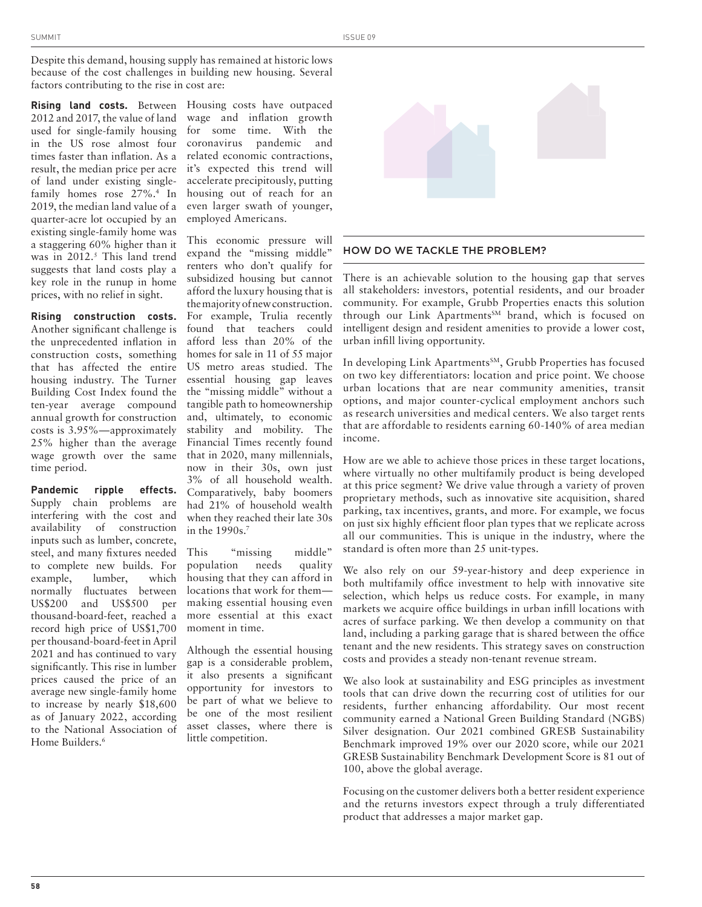Despite this demand, housing supply has remained at historic lows because of the cost challenges in building new housing. Several factors contributing to the rise in cost are:

**Rising land costs.** Between 2012 and 2017, the value of land used for single-family housing in the US rose almost four times faster than inflation. As a result, the median price per acre of land under existing single-family homes rose 27%.[4] In 2019, the median land value of a quarter-acre lot occupied by an existing single-family home was a staggering 60% higher than it was in 2012.[5] This land trend suggests that land costs play a key role in the runup in home prices, with no relief in sight.

**Rising construction costs.** Another significant challenge is the unprecedented inflation in construction costs, something that has affected the entire housing industry. The Turner Building Cost Index found the ten-year average compound annual growth for construction costs is 3.95%—approximately 25% higher than the average wage growth over the same time period.

**Pandemic ripple effects.** Supply chain problems are interfering with the cost and availability of construction inputs such as lumber, concrete, steel, and many fixtures needed to complete new builds. For example, lumber, which normally fluctuates between US$200 and US$500 per thousand-board-feet, reached a record high price of US$1,700 per thousand-board-feet in April 2021 and has continued to vary significantly. This rise in lumber prices caused the price of an average new single-family home to increase by nearly $18,600 as of January 2022, according to the National Association of Home Builders.[6]

Housing costs have outpaced wage and inflation growth for some time. With the coronavirus pandemic and related economic contractions, it's expected this trend will accelerate precipitously, putting housing out of reach for an even larger swath of younger, employed Americans.

This economic pressure will expand the "missing middle" renters who don't qualify for subsidized housing but cannot afford the luxury housing that is the majority of new construction. For example, Trulia recently found that teachers could afford less than 20% of the homes for sale in 11 of 55 major US metro areas studied. The essential housing gap leaves the "missing middle" without a tangible path to homeownership and, ultimately, to economic stability and mobility. The Financial Times recently found that in 2020, many millennials, now in their 30s, own just 3% of all household wealth. Comparatively, baby boomers had 21% of household wealth when they reached their late 30s in the 1990s.[7]

This "missing middle" population needs quality housing that they can afford in locations that work for them—making essential housing even more essential at this exact moment in time.

Although the essential housing gap is a considerable problem, it also presents a significant opportunity for investors to be part of what we believe to be one of the most resilient asset classes, where there is little competition.

## HOW DO WE TACKLE THE PROBLEM?

There is an achievable solution to the housing gap that serves all stakeholders: investors, potential residents, and our broader community. For example, Grubb Properties enacts this solution through our Link Apartments℠ brand, which is focused on intelligent design and resident amenities to provide a lower cost, urban infill living opportunity.

In developing Link Apartments℠, Grubb Properties has focused on two key differentiators: location and price point. We choose urban locations that are near community amenities, transit options, and major counter-cyclical employment anchors such as research universities and medical centers. We also target rents that are affordable to residents earning 60-140% of area median income.

How are we able to achieve those prices in these target locations, where virtually no other multifamily product is being developed at this price segment? We drive value through a variety of proven proprietary methods, such as innovative site acquisition, shared parking, tax incentives, grants, and more. For example, we focus on just six highly efficient floor plan types that we replicate across all our communities. This is unique in the industry, where the standard is often more than 25 unit-types.

We also rely on our 59-year-history and deep experience in both multifamily office investment to help with innovative site selection, which helps us reduce costs. For example, in many markets we acquire office buildings in urban infill locations with acres of surface parking. We then develop a community on that land, including a parking garage that is shared between the office tenant and the new residents. This strategy saves on construction costs and provides a steady non-tenant revenue stream.

We also look at sustainability and ESG principles as investment tools that can drive down the recurring cost of utilities for our residents, further enhancing affordability. Our most recent community earned a National Green Building Standard (NGBS) Silver designation. Our 2021 combined GRESB Sustainability Benchmark improved 19% over our 2020 score, while our 2021 GRESB Sustainability Benchmark Development Score is 81 out of 100, above the global average.

Focusing on the customer delivers both a better resident experience and the returns investors expect through a truly differentiated product that addresses a major market gap.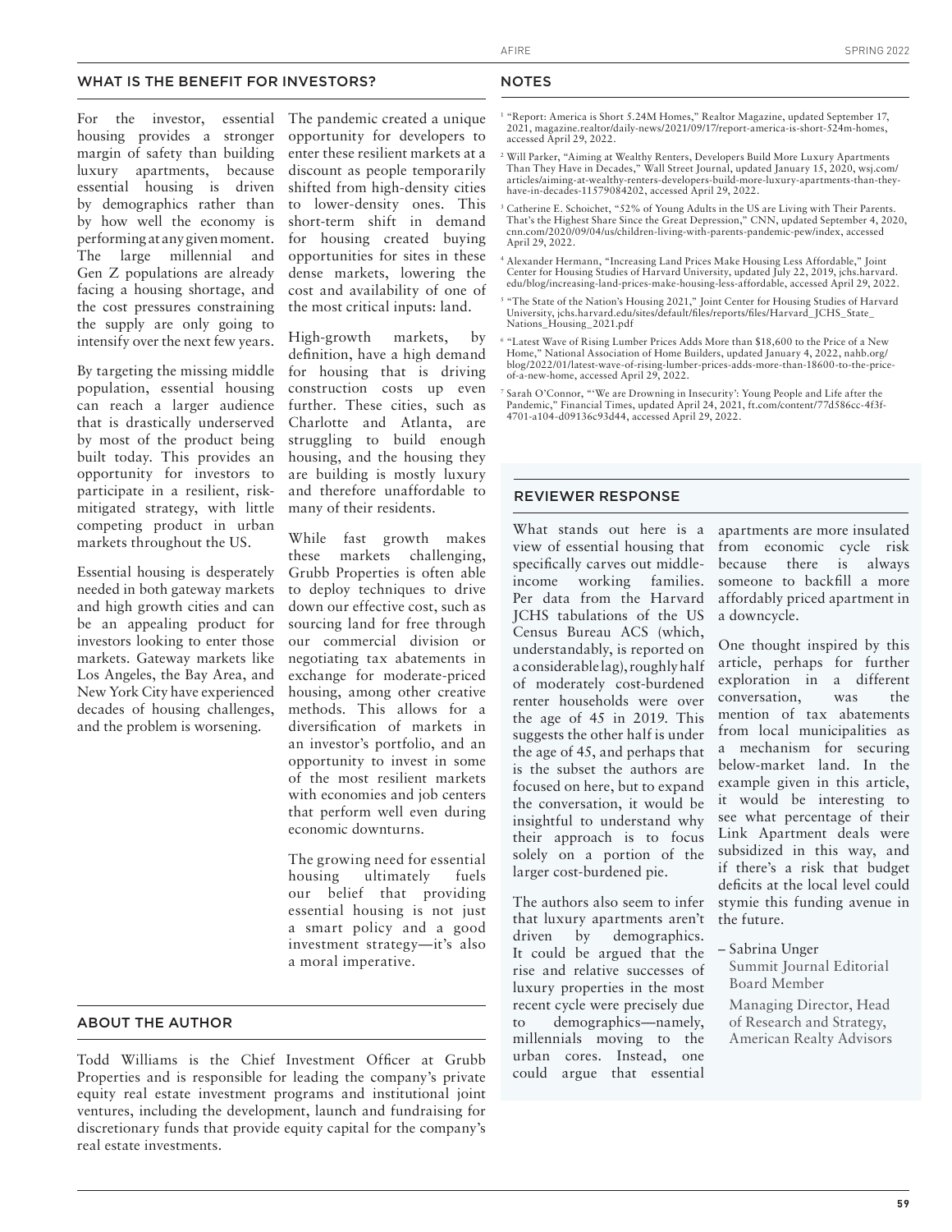## WHAT IS THE BENEFIT FOR INVESTORS?

For the investor, essential housing provides a stronger margin of safety than building luxury apartments, because essential housing is driven by demographics rather than by how well the economy is performing at any given moment. The large millennial and Gen Z populations are already facing a housing shortage, and the cost pressures constraining the supply are only going to intensify over the next few years.

By targeting the missing middle population, essential housing can reach a larger audience that is drastically underserved by most of the product being built today. This provides an opportunity for investors to participate in a resilient, risk-mitigated strategy, with little competing product in urban markets throughout the US.

Essential housing is desperately needed in both gateway markets and high growth cities and can be an appealing product for investors looking to enter those markets. Gateway markets like Los Angeles, the Bay Area, and New York City have experienced decades of housing challenges, and the problem is worsening.

The pandemic created a unique opportunity for developers to enter these resilient markets at a discount as people temporarily shifted from high-density cities to lower-density ones. This short-term shift in demand for housing created buying opportunities for sites in these dense markets, lowering the cost and availability of one of the most critical inputs: land.

High-growth markets, by definition, have a high demand for housing that is driving construction costs up even further. These cities, such as Charlotte and Atlanta, are struggling to build enough housing, and the housing they are building is mostly luxury and therefore unaffordable to many of their residents.

While fast growth makes these markets challenging, Grubb Properties is often able to deploy techniques to drive down our effective cost, such as sourcing land for free through our commercial division or negotiating tax abatements in exchange for moderate-priced housing, among other creative methods. This allows for a diversification of markets in an investor's portfolio, and an opportunity to invest in some of the most resilient markets with economies and job centers that perform well even during economic downturns.

The growing need for essential housing ultimately fuels our belief that providing essential housing is not just a smart policy and a good investment strategy—it's also a moral imperative.

## ABOUT THE AUTHOR

Todd Williams is the Chief Investment Officer at Grubb Properties and is responsible for leading the company's private equity real estate investment programs and institutional joint ventures, including the development, launch and fundraising for discretionary funds that provide equity capital for the company's real estate investments.

## NOTES

[1] "Report: America is Short 5.24M Homes," Realtor Magazine, updated September 17, 2021, magazine.realtor/daily-news/2021/09/17/report-america-is-short-524m-homes, accessed April 29, 2022.

[2] Will Parker, "Aiming at Wealthy Renters, Developers Build More Luxury Apartments Than They Have in Decades," Wall Street Journal, updated January 15, 2020, wsj.com/articles/aiming-at-wealthy-renters-developers-build-more-luxury-apartments-than-they-have-in-decades-11579084202, accessed April 29, 2022.

[3] Catherine E. Schoichet, "52% of Young Adults in the US are Living with Their Parents. That's the Highest Share Since the Great Depression," CNN, updated September 4, 2020, cnn.com/2020/09/04/us/children-living-with-parents-pandemic-pew/index, accessed April 29, 2022.

[4] Alexander Hermann, "Increasing Land Prices Make Housing Less Affordable," Joint Center for Housing Studies of Harvard University, updated July 22, 2019, jchs.harvard.edu/blog/increasing-land-prices-make-housing-less-affordable, accessed April 29, 2022.

[5] "The State of the Nation's Housing 2021," Joint Center for Housing Studies of Harvard University, jchs.harvard.edu/sites/default/files/reports/files/Harvard_JCHS_State_Nations_Housing_2021.pdf

[6] "Latest Wave of Rising Lumber Prices Adds More than $18,600 to the Price of a New Home," National Association of Home Builders, updated January 4, 2022, nahb.org/blog/2022/01/latest-wave-of-rising-lumber-prices-adds-more-than-18600-to-the-price-of-a-new-home, accessed April 29, 2022.

[7] Sarah O'Connor, "'We are Drowning in Insecurity': Young People and Life after the Pandemic," Financial Times, updated April 24, 2021, ft.com/content/77d586cc-4f3f-4701-a104-d09136c93d44, accessed April 29, 2022.

## REVIEWER RESPONSE

What stands out here is a view of essential housing that specifically carves out middle-income working families. Per data from the Harvard JCHS tabulations of the US Census Bureau ACS (which, understandably, is reported on a considerable lag), roughly half of moderately cost-burdened renter households were over the age of 45 in 2019. This suggests the other half is under the age of 45, and perhaps that is the subset the authors are focused on here, but to expand the conversation, it would be insightful to understand why their approach is to focus solely on a portion of the larger cost-burdened pie.

The authors also seem to infer that luxury apartments aren't driven by demographics. It could be argued that the rise and relative successes of luxury properties in the most recent cycle were precisely due to demographics—namely, millennials moving to the urban cores. Instead, one could argue that essential apartments are more insulated from economic cycle risk because there is always someone to backfill a more affordably priced apartment in a downcycle.

One thought inspired by this article, perhaps for further exploration in a different conversation, was the mention of tax abatements from local municipalities as a mechanism for securing below-market land. In the example given in this article, it would be interesting to see what percentage of their Link Apartment deals were subsidized in this way, and if there's a risk that budget deficits at the local level could stymie this funding avenue in the future.

– Sabrina Unger
Summit Journal Editorial Board Member
Managing Director, Head of Research and Strategy, American Realty Advisors